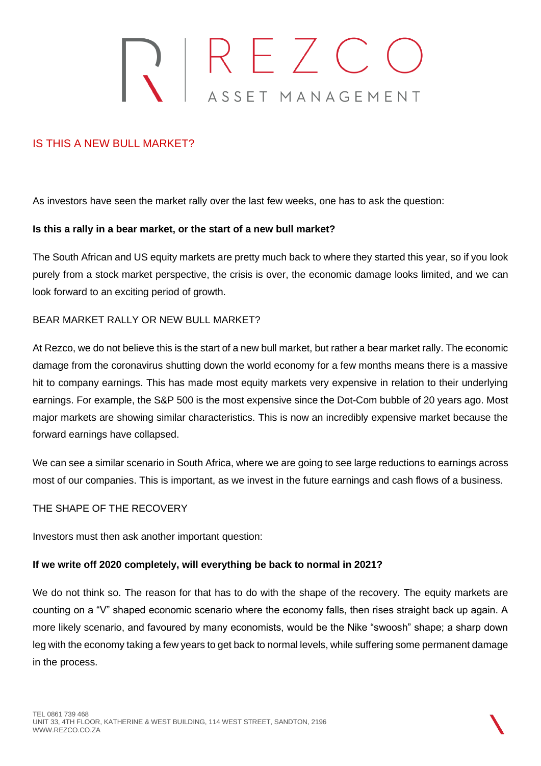# IS THIS A NEW BULL MARKET?

As investors have seen the market rally over the last few weeks, one has to ask the question:

**Is this a rally in a bear market, or the start of a new bull market?**

The South African and US equity markets are pretty much back to where they started this year, so if you look purely from a stock market perspective, the crisis is over, the economic damage looks limited, and we can look forward to an exciting period of growth.

## BEAR MARKET RALLY OR NEW BULL MARKET?

At Rezco, we do not believe this is the start of a new bull market, but rather a bear market rally. The economic damage from the coronavirus shutting down the world economy for a few months means there is a massive hit to company earnings. This has made most equity markets very expensive in relation to their underlying earnings. For example, the S&P 500 is the most expensive since the Dot-Com bubble of 20 years ago. Most major markets are showing similar characteristics. This is now an incredibly expensive market because the forward earnings have collapsed.

We can see a similar scenario in South Africa, where we are going to see large reductions to earnings across most of our companies. This is important, as we invest in the future earnings and cash flows of a business.

## THE SHAPE OF THE RECOVERY

Investors must then ask another important question:

**If we write off 2020 completely, will everything be back to normal in 2021?**

We do not think so. The reason for that has to do with the shape of the recovery. The equity markets are counting on a "V" shaped economic scenario where the economy falls, then rises straight back up again. A more likely scenario, and favoured by many economists, would be the Nike "swoosh" shape; a sharp down leg with the economy taking a few years to get back to normal levels, while suffering some permanent damage in the process.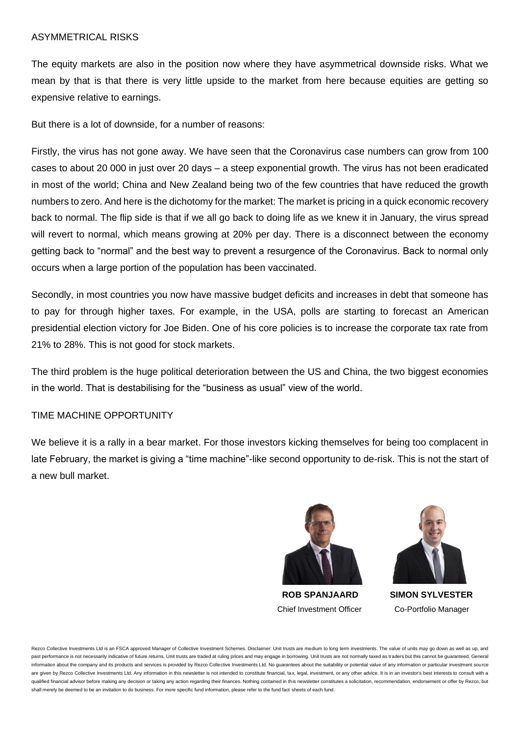## ASYMMETRICAL RISKS

The equity markets are also in the position now where they have asymmetrical downside risks. What we mean by that is that there is very little upside to the market from here because equities are getting so expensive relative to earnings.

But there is a lot of downside, for a number of reasons:

Firstly, the virus has not gone away. We have seen that the Coronavirus case numbers can grow from 100 cases to about 20 000 in just over 20 days – a steep exponential growth. The virus has not been eradicated in most of the world; China and New Zealand being two of the few countries that have reduced the growth numbers to zero. And here is the dichotomy for the market: The market is pricing in a quick economic recovery back to normal. The flip side is that if we all go back to doing life as we knew it in January, the virus spread will revert to normal, which means growing at 20% per day. There is a disconnect between the economy getting back to "normal" and the best way to prevent a resurgence of the Coronavirus. Back to normal only occurs when a large portion of the population has been vaccinated.

Secondly, in most countries you now have massive budget deficits and increases in debt that someone has to pay for through higher taxes. For example, in the USA, polls are starting to forecast an American presidential election victory for Joe Biden. One of his core policies is to increase the corporate tax rate from 21% to 28%. This is not good for stock markets.

The third problem is the huge political deterioration between the US and China, the two biggest economies in the world. That is destabilising for the "business as usual" view of the world.

## TIME MACHINE OPPORTUNITY

We believe it is a rally in a bear market. For those investors kicking themselves for being too complacent in late February, the market is giving a "time machine"-like second opportunity to de-risk. This is not the start of a new bull market.

**ROB SPANJAARD**
Chief Investment Officer

**SIMON SYLVESTER**
Co-Portfolio Manager

Rezco Collective Investments Ltd is an FSCA approved Manager of Collective Investment Schemes. Disclaimer: Unit trusts are medium to long term investments. The value of units may go down as well as up, and past performance is not necessarily indicative of future returns. Unit trusts are traded at ruling prices and may engage in borrowing. Unit trusts are not normally taxed as traders but this cannot be guaranteed. General information about the company and its products and services is provided by Rezco Collective Investments Ltd. No guarantees about the suitability or potential value of any information or particular investment source are given by Rezco Collective Investments Ltd. Any information in this newsletter is not intended to constitute financial, tax, legal, investment, or any other advice. It is in an investor's best interests to consult with a qualified financial advisor before making any decision or taking any action regarding their finances. Nothing contained in this newsletter constitutes a solicitation, recommendation, endorsement or offer by Rezco, but shall merely be deemed to be an invitation to do business. For more specific fund information, please refer to the fund fact sheets of each fund.